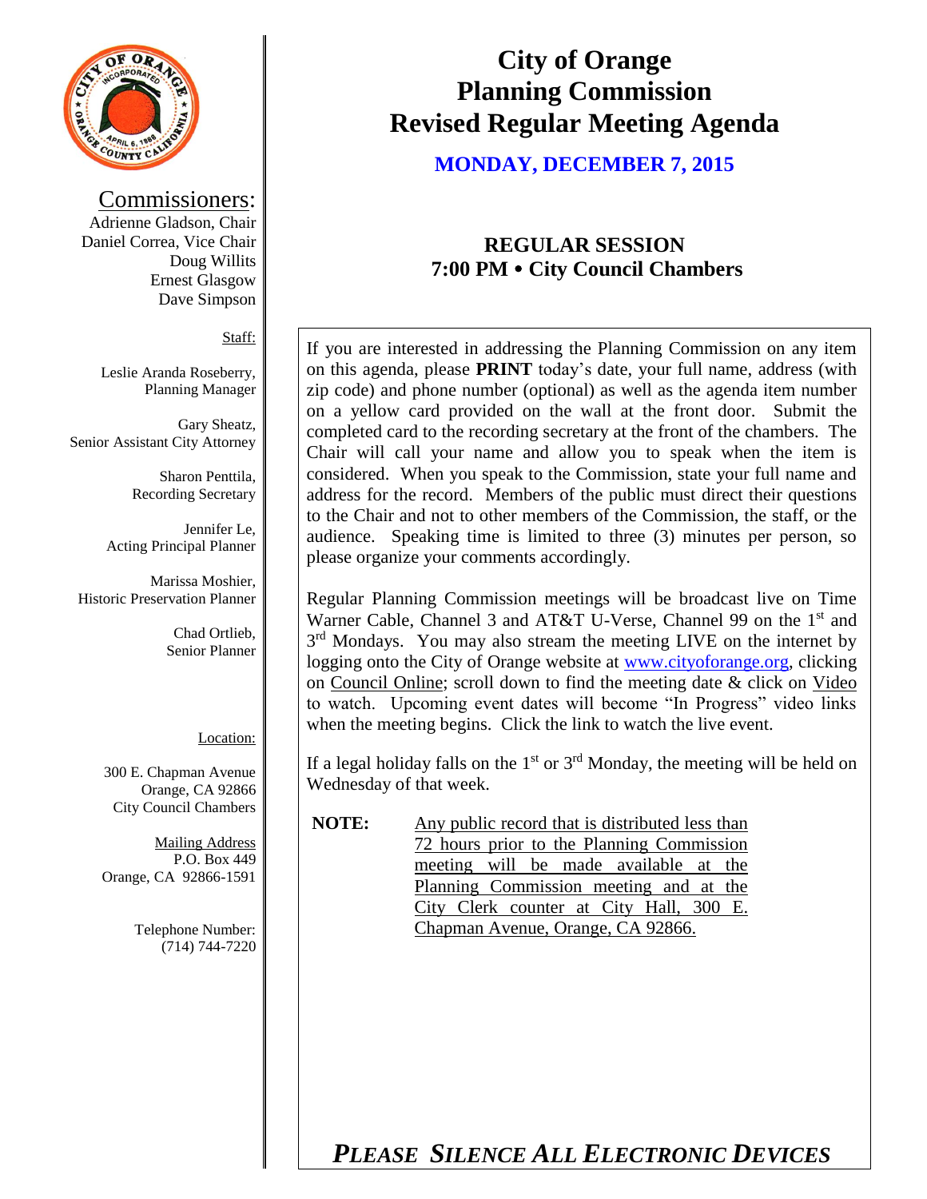# City of Orange
# Planning Commission
# Revised Regular Meeting Agenda

**MONDAY, DECEMBER 7, 2015**

## REGULAR SESSION
## 7:00 PM • City Council Chambers

Commissioners:
Adrienne Gladson, Chair
Daniel Correa, Vice Chair
Doug Willits
Ernest Glasgow
Dave Simpson

Staff:

Leslie Aranda Roseberry, Planning Manager

Gary Sheatz, Senior Assistant City Attorney

Sharon Penttila, Recording Secretary

Jennifer Le, Acting Principal Planner

Marissa Moshier, Historic Preservation Planner

Chad Ortlieb, Senior Planner

Location:

300 E. Chapman Avenue
Orange, CA 92866
City Council Chambers

Mailing Address
P.O. Box 449
Orange, CA 92866-1591

Telephone Number:
(714) 744-7220

If you are interested in addressing the Planning Commission on any item on this agenda, please **PRINT** today's date, your full name, address (with zip code) and phone number (optional) as well as the agenda item number on a yellow card provided on the wall at the front door. Submit the completed card to the recording secretary at the front of the chambers. The Chair will call your name and allow you to speak when the item is considered. When you speak to the Commission, state your full name and address for the record. Members of the public must direct their questions to the Chair and not to other members of the Commission, the staff, or the audience. Speaking time is limited to three (3) minutes per person, so please organize your comments accordingly.

Regular Planning Commission meetings will be broadcast live on Time Warner Cable, Channel 3 and AT&T U-Verse, Channel 99 on the 1st and 3rd Mondays. You may also stream the meeting LIVE on the internet by logging onto the City of Orange website at www.cityoforange.org, clicking on Council Online; scroll down to find the meeting date & click on Video to watch. Upcoming event dates will become "In Progress" video links when the meeting begins. Click the link to watch the live event.

If a legal holiday falls on the 1st or 3rd Monday, the meeting will be held on Wednesday of that week.

**NOTE:** Any public record that is distributed less than 72 hours prior to the Planning Commission meeting will be made available at the Planning Commission meeting and at the City Clerk counter at City Hall, 300 E. Chapman Avenue, Orange, CA 92866.

***PLEASE SILENCE ALL ELECTRONIC DEVICES***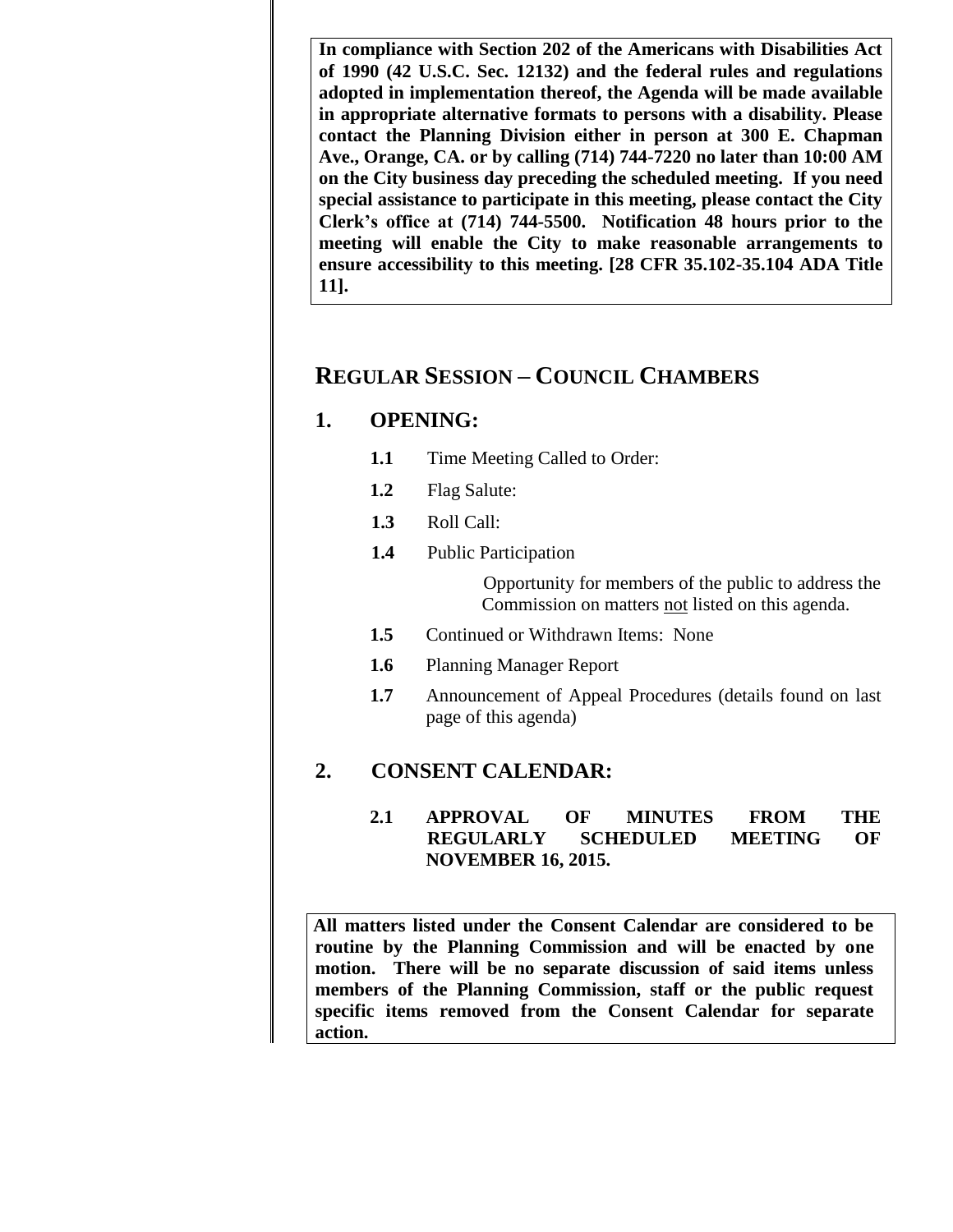**In compliance with Section 202 of the Americans with Disabilities Act of 1990 (42 U.S.C. Sec. 12132) and the federal rules and regulations adopted in implementation thereof, the Agenda will be made available in appropriate alternative formats to persons with a disability. Please contact the Planning Division either in person at 300 E. Chapman Ave., Orange, CA. or by calling (714) 744-7220 no later than 10:00 AM on the City business day preceding the scheduled meeting. If you need special assistance to participate in this meeting, please contact the City Clerk's office at (714) 744-5500. Notification 48 hours prior to the meeting will enable the City to make reasonable arrangements to ensure accessibility to this meeting. [28 CFR 35.102-35.104 ADA Title 11].**

## REGULAR SESSION – COUNCIL CHAMBERS

### 1. OPENING:

**1.1** Time Meeting Called to Order:

**1.2** Flag Salute:

**1.3** Roll Call:

**1.4** Public Participation

Opportunity for members of the public to address the Commission on matters <u>not</u> listed on this agenda.

**1.5** Continued or Withdrawn Items: None

**1.6** Planning Manager Report

**1.7** Announcement of Appeal Procedures (details found on last page of this agenda)

### 2. CONSENT CALENDAR:

**2.1 APPROVAL OF MINUTES FROM THE REGULARLY SCHEDULED MEETING OF NOVEMBER 16, 2015.**

**All matters listed under the Consent Calendar are considered to be routine by the Planning Commission and will be enacted by one motion. There will be no separate discussion of said items unless members of the Planning Commission, staff or the public request specific items removed from the Consent Calendar for separate action.**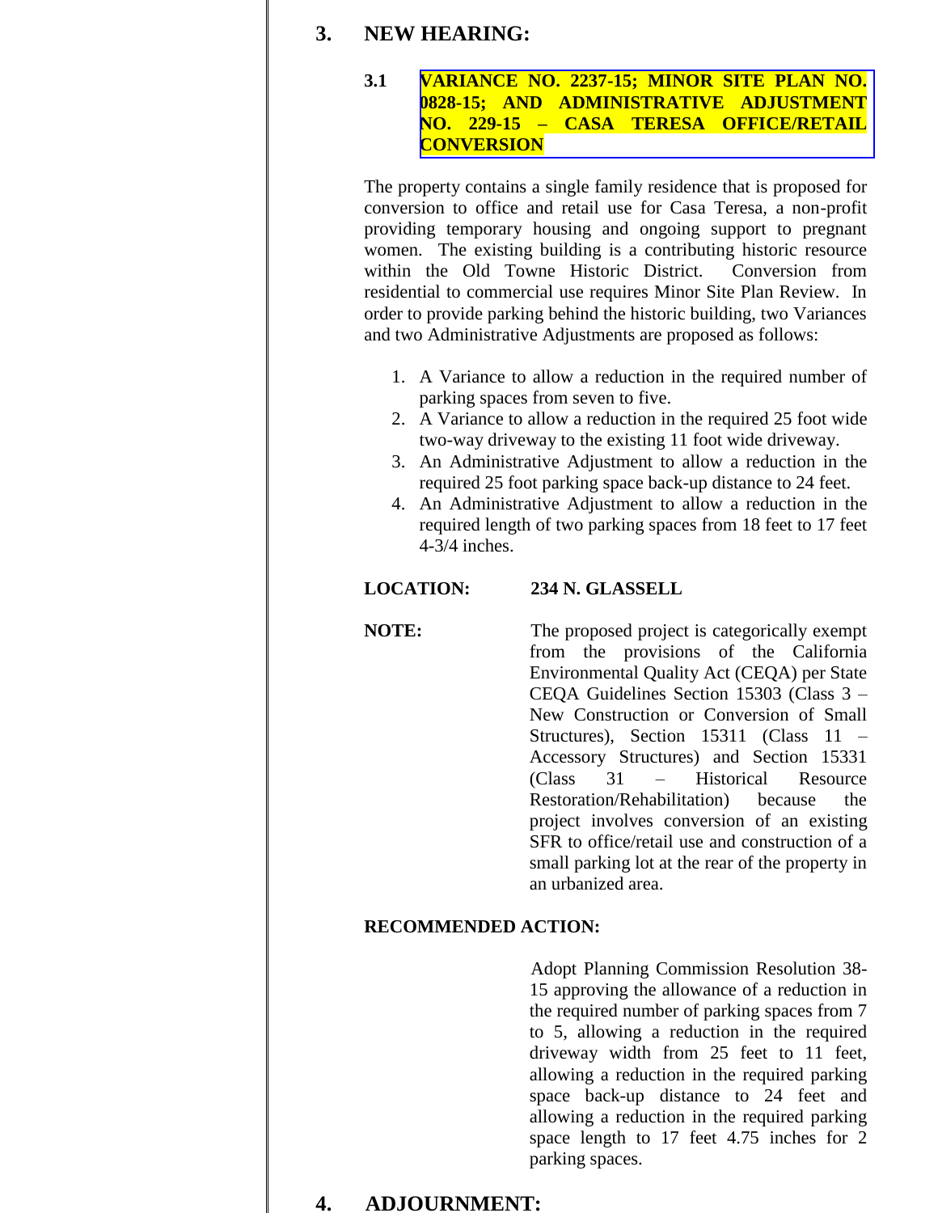## 3. NEW HEARING:

### 3.1 VARIANCE NO. 2237-15; MINOR SITE PLAN NO. 0828-15; AND ADMINISTRATIVE ADJUSTMENT NO. 229-15 – CASA TERESA OFFICE/RETAIL CONVERSION

The property contains a single family residence that is proposed for conversion to office and retail use for Casa Teresa, a non-profit providing temporary housing and ongoing support to pregnant women. The existing building is a contributing historic resource within the Old Towne Historic District. Conversion from residential to commercial use requires Minor Site Plan Review. In order to provide parking behind the historic building, two Variances and two Administrative Adjustments are proposed as follows:

1. A Variance to allow a reduction in the required number of parking spaces from seven to five.
2. A Variance to allow a reduction in the required 25 foot wide two-way driveway to the existing 11 foot wide driveway.
3. An Administrative Adjustment to allow a reduction in the required 25 foot parking space back-up distance to 24 feet.
4. An Administrative Adjustment to allow a reduction in the required length of two parking spaces from 18 feet to 17 feet 4-3/4 inches.

**LOCATION:** **234 N. GLASSELL**

**NOTE:** The proposed project is categorically exempt from the provisions of the California Environmental Quality Act (CEQA) per State CEQA Guidelines Section 15303 (Class 3 – New Construction or Conversion of Small Structures), Section 15311 (Class 11 – Accessory Structures) and Section 15331 (Class 31 – Historical Resource Restoration/Rehabilitation) because the project involves conversion of an existing SFR to office/retail use and construction of a small parking lot at the rear of the property in an urbanized area.

**RECOMMENDED ACTION:**

Adopt Planning Commission Resolution 38-15 approving the allowance of a reduction in the required number of parking spaces from 7 to 5, allowing a reduction in the required driveway width from 25 feet to 11 feet, allowing a reduction in the required parking space back-up distance to 24 feet and allowing a reduction in the required parking space length to 17 feet 4.75 inches for 2 parking spaces.

## 4. ADJOURNMENT: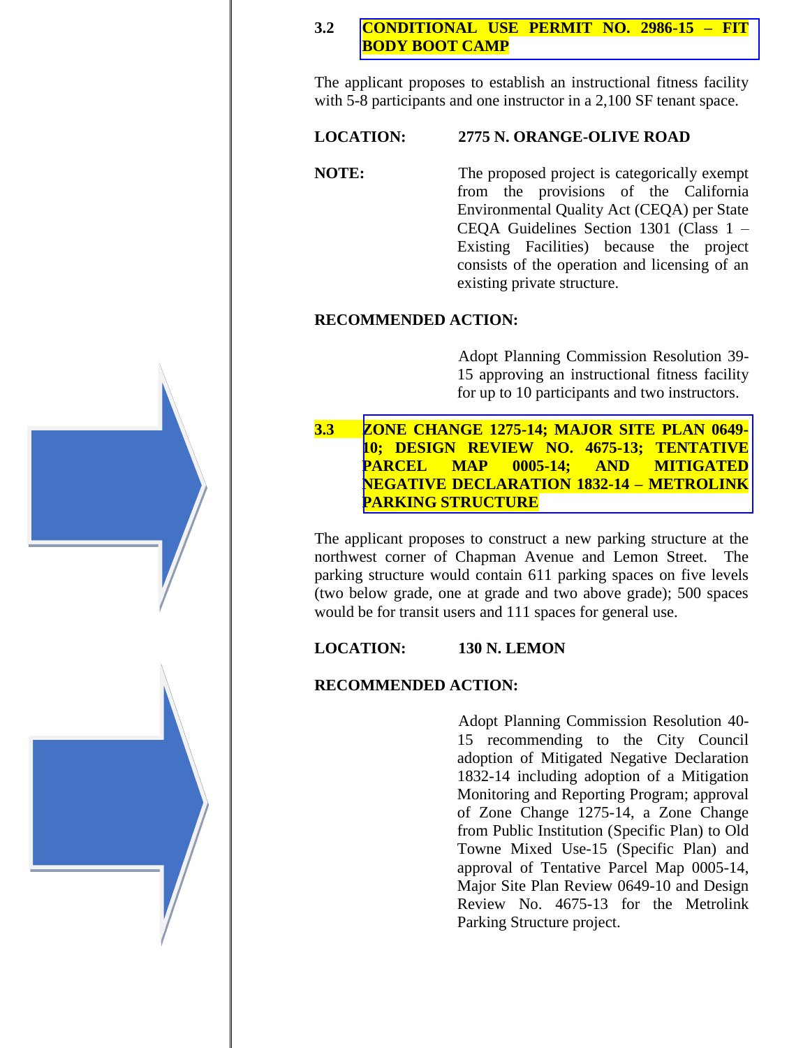### 3.2 CONDITIONAL USE PERMIT NO. 2986-15 – FIT BODY BOOT CAMP

The applicant proposes to establish an instructional fitness facility with 5-8 participants and one instructor in a 2,100 SF tenant space.

**LOCATION:** **2775 N. ORANGE-OLIVE ROAD**

**NOTE:** The proposed project is categorically exempt from the provisions of the California Environmental Quality Act (CEQA) per State CEQA Guidelines Section 1301 (Class 1 – Existing Facilities) because the project consists of the operation and licensing of an existing private structure.

**RECOMMENDED ACTION:**

Adopt Planning Commission Resolution 39-15 approving an instructional fitness facility for up to 10 participants and two instructors.

### 3.3 ZONE CHANGE 1275-14; MAJOR SITE PLAN 0649-10; DESIGN REVIEW NO. 4675-13; TENTATIVE PARCEL MAP 0005-14; AND MITIGATED NEGATIVE DECLARATION 1832-14 – METROLINK PARKING STRUCTURE

The applicant proposes to construct a new parking structure at the northwest corner of Chapman Avenue and Lemon Street. The parking structure would contain 611 parking spaces on five levels (two below grade, one at grade and two above grade); 500 spaces would be for transit users and 111 spaces for general use.

**LOCATION:** **130 N. LEMON**

**RECOMMENDED ACTION:**

Adopt Planning Commission Resolution 40-15 recommending to the City Council adoption of Mitigated Negative Declaration 1832-14 including adoption of a Mitigation Monitoring and Reporting Program; approval of Zone Change 1275-14, a Zone Change from Public Institution (Specific Plan) to Old Towne Mixed Use-15 (Specific Plan) and approval of Tentative Parcel Map 0005-14, Major Site Plan Review 0649-10 and Design Review No. 4675-13 for the Metrolink Parking Structure project.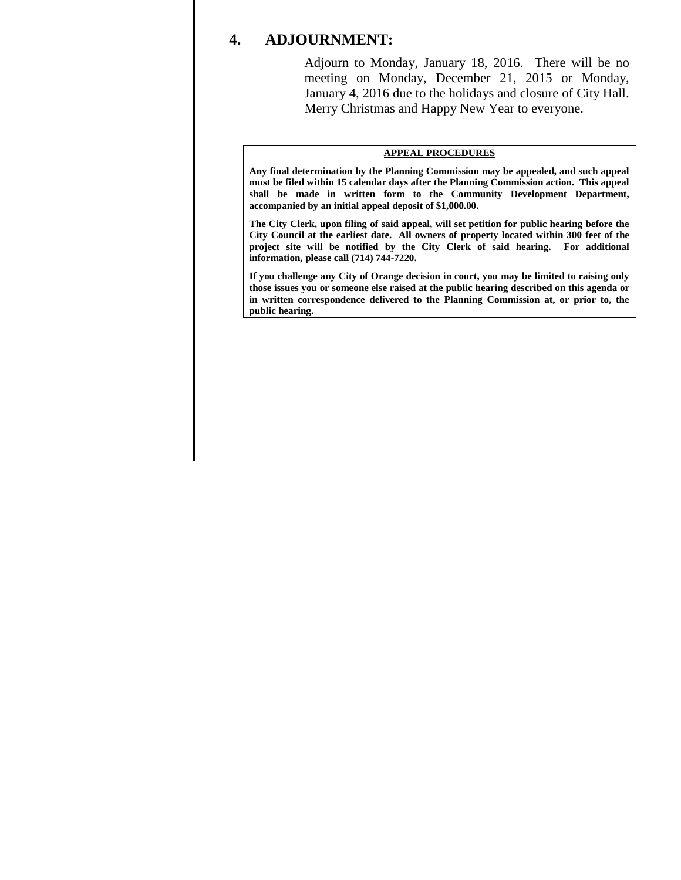## 4. ADJOURNMENT:

Adjourn to Monday, January 18, 2016. There will be no meeting on Monday, December 21, 2015 or Monday, January 4, 2016 due to the holidays and closure of City Hall. Merry Christmas and Happy New Year to everyone.

**APPEAL PROCEDURES**

**Any final determination by the Planning Commission may be appealed, and such appeal must be filed within 15 calendar days after the Planning Commission action. This appeal shall be made in written form to the Community Development Department, accompanied by an initial appeal deposit of $1,000.00.**

**The City Clerk, upon filing of said appeal, will set petition for public hearing before the City Council at the earliest date. All owners of property located within 300 feet of the project site will be notified by the City Clerk of said hearing. For additional information, please call (714) 744-7220.**

**If you challenge any City of Orange decision in court, you may be limited to raising only those issues you or someone else raised at the public hearing described on this agenda or in written correspondence delivered to the Planning Commission at, or prior to, the public hearing.**